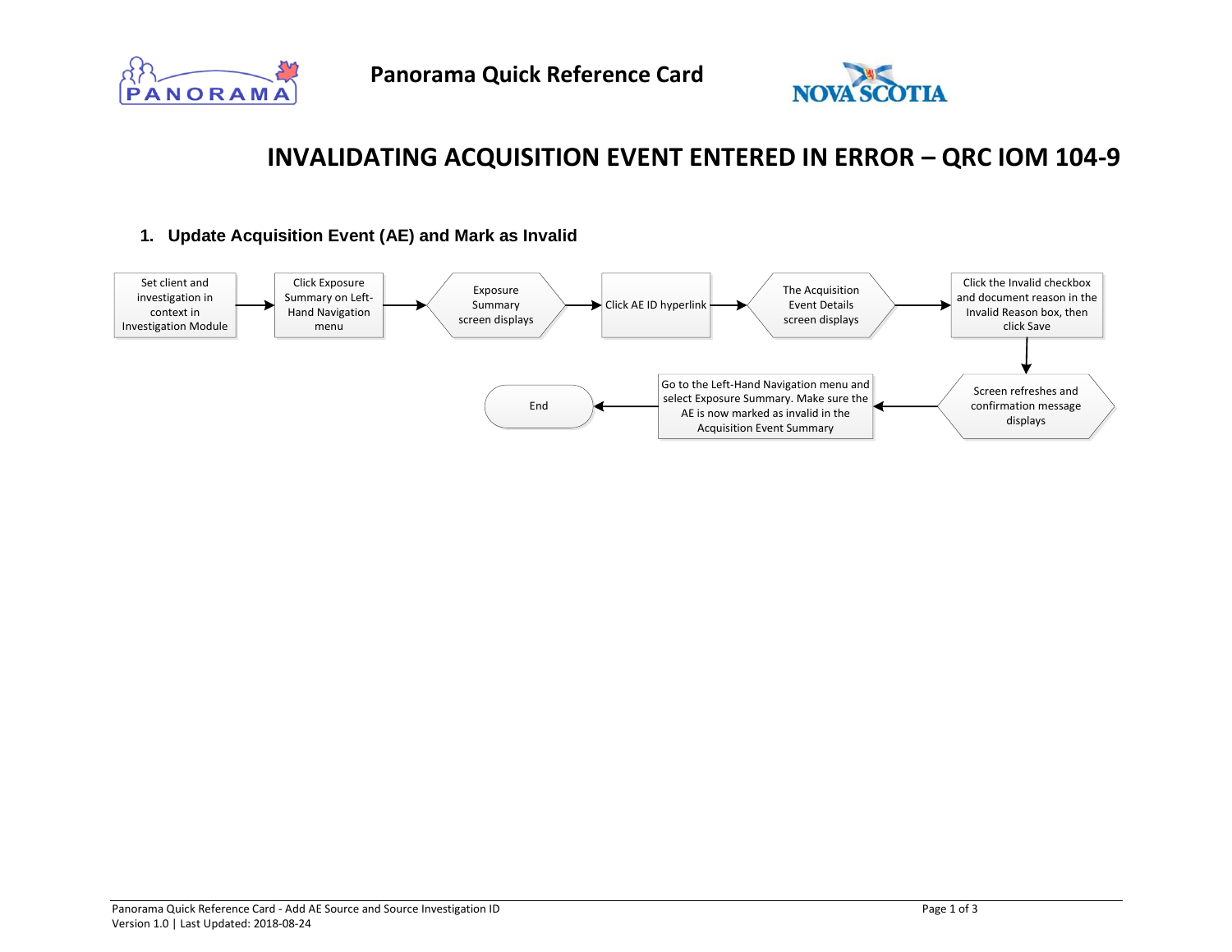# INVALIDATING ACQUISITION EVENT ENTERED IN ERROR – QRC IOM 104-9

## 1. Update Acquisition Event (AE) and Mark as Invalid

1. Set client and investigation in context in Investigation Module
2. Click Exposure Summary on Left-Hand Navigation menu
3. Exposure Summary screen displays
4. Click AE ID hyperlink
5. The Acquisition Event Details screen displays
6. Click the Invalid checkbox and document reason in the Invalid Reason box, then click Save
7. Screen refreshes and confirmation message displays
8. Go to the Left-Hand Navigation menu and select Exposure Summary. Make sure the AE is now marked as invalid in the Acquisition Event Summary
9. End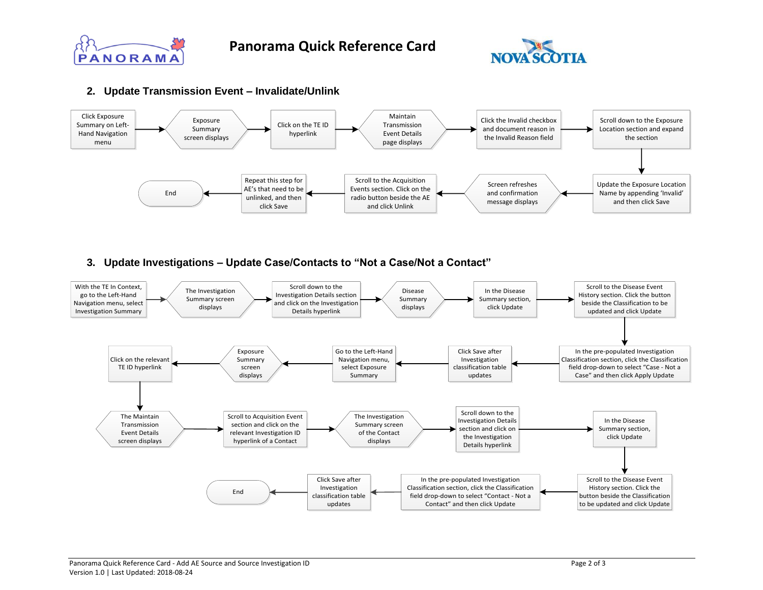# Panorama Quick Reference Card

## 2. Update Transmission Event – Invalidate/Unlink

1. Click Exposure Summary on Left-Hand Navigation menu
2. Exposure Summary screen displays
3. Click on the TE ID hyperlink
4. Maintain Transmission Event Details page displays
5. Click the Invalid checkbox and document reason in the Invalid Reason field
6. Scroll down to the Exposure Location section and expand the section
7. Update the Exposure Location Name by appending 'Invalid' and then click Save
8. Screen refreshes and confirmation message displays
9. Scroll to the Acquisition Events section. Click on the radio button beside the AE and click Unlink
10. Repeat this step for AE's that need to be unlinked, and then click Save
11. End

## 3. Update Investigations – Update Case/Contacts to "Not a Case/Not a Contact"

1. With the TE In Context, go to the Left-Hand Navigation menu, select Investigation Summary
2. The Investigation Summary screen displays
3. Scroll down to the Investigation Details section and click on the Investigation Details hyperlink
4. Disease Summary displays
5. In the Disease Summary section, click Update
6. Scroll to the Disease Event History section. Click the button beside the Classification to be updated and click Update
7. In the pre-populated Investigation Classification section, click the Classification field drop-down to select "Case - Not a Case" and then click Apply Update
8. Click Save after Investigation classification table updates
9. Go to the Left-Hand Navigation menu, select Exposure Summary
10. Exposure Summary screen displays
11. Click on the relevant TE ID hyperlink
12. The Maintain Transmission Event Details screen displays
13. Scroll to Acquisition Event section and click on the relevant Investigation ID hyperlink of a Contact
14. The Investigation Summary screen of the Contact displays
15. Scroll down to the Investigation Details section and click on the Investigation Details hyperlink
16. In the Disease Summary section, click Update
17. Scroll to the Disease Event History section. Click the button beside the Classification to be updated and click Update
18. In the pre-populated Investigation Classification section, click the Classification field drop-down to select "Contact - Not a Contact" and then click Update
19. Click Save after Investigation classification table updates
20. End

Panorama Quick Reference Card - Add AE Source and Source Investigation ID
Version 1.0 | Last Updated: 2018-08-24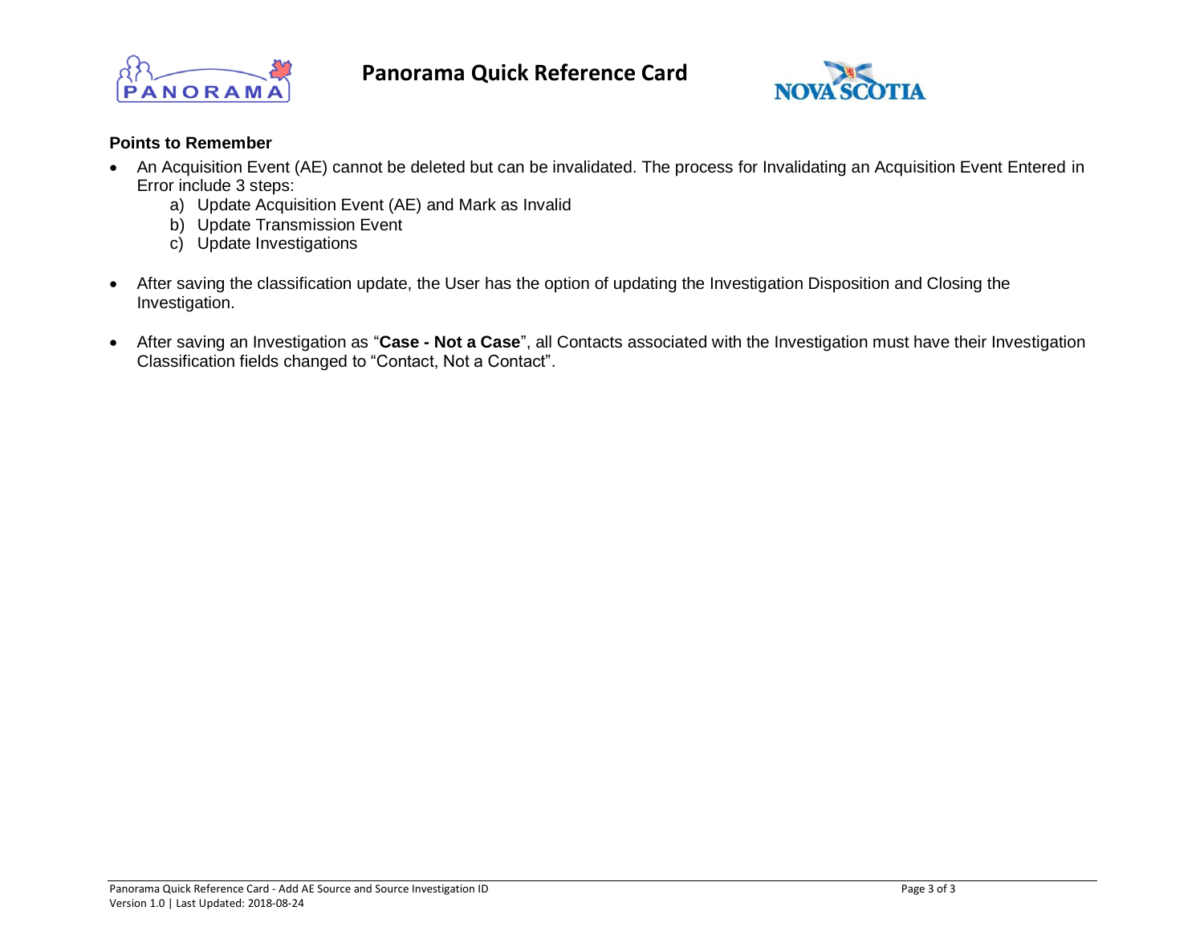**Points to Remember**

- An Acquisition Event (AE) cannot be deleted but can be invalidated. The process for Invalidating an Acquisition Event Entered in Error include 3 steps:
    a) Update Acquisition Event (AE) and Mark as Invalid
    b) Update Transmission Event
    c) Update Investigations

- After saving the classification update, the User has the option of updating the Investigation Disposition and Closing the Investigation.

- After saving an Investigation as "**Case - Not a Case**", all Contacts associated with the Investigation must have their Investigation Classification fields changed to "Contact, Not a Contact".